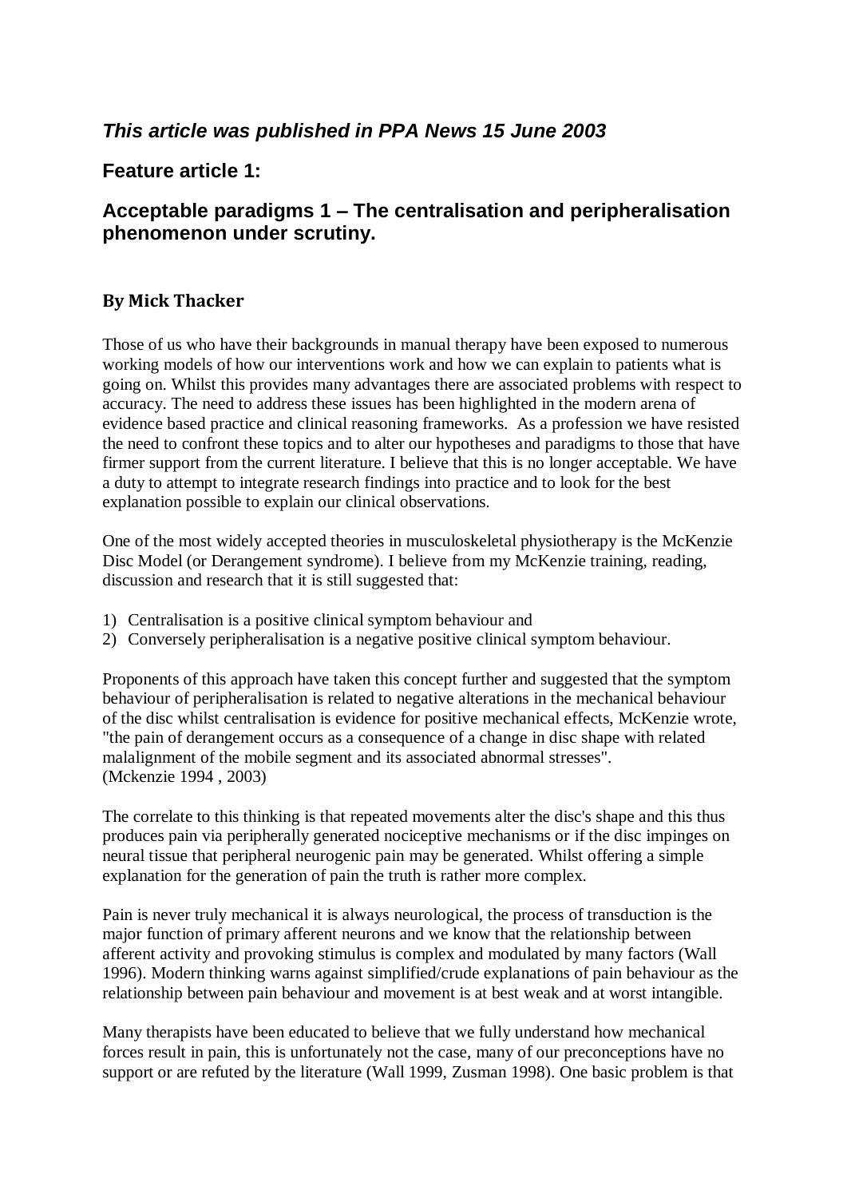*This article was published in PPA News 15 June 2003*

## Feature article 1:

## Acceptable paradigms 1 – The centralisation and peripheralisation phenomenon under scrutiny.

### By Mick Thacker

Those of us who have their backgrounds in manual therapy have been exposed to numerous working models of how our interventions work and how we can explain to patients what is going on. Whilst this provides many advantages there are associated problems with respect to accuracy. The need to address these issues has been highlighted in the modern arena of evidence based practice and clinical reasoning frameworks. As a profession we have resisted the need to confront these topics and to alter our hypotheses and paradigms to those that have firmer support from the current literature. I believe that this is no longer acceptable. We have a duty to attempt to integrate research findings into practice and to look for the best explanation possible to explain our clinical observations.

One of the most widely accepted theories in musculoskeletal physiotherapy is the McKenzie Disc Model (or Derangement syndrome). I believe from my McKenzie training, reading, discussion and research that it is still suggested that:

1) Centralisation is a positive clinical symptom behaviour and
2) Conversely peripheralisation is a negative positive clinical symptom behaviour.

Proponents of this approach have taken this concept further and suggested that the symptom behaviour of peripheralisation is related to negative alterations in the mechanical behaviour of the disc whilst centralisation is evidence for positive mechanical effects, McKenzie wrote, "the pain of derangement occurs as a consequence of a change in disc shape with related malalignment of the mobile segment and its associated abnormal stresses". (Mckenzie 1994 , 2003)

The correlate to this thinking is that repeated movements alter the disc's shape and this thus produces pain via peripherally generated nociceptive mechanisms or if the disc impinges on neural tissue that peripheral neurogenic pain may be generated. Whilst offering a simple explanation for the generation of pain the truth is rather more complex.

Pain is never truly mechanical it is always neurological, the process of transduction is the major function of primary afferent neurons and we know that the relationship between afferent activity and provoking stimulus is complex and modulated by many factors (Wall 1996). Modern thinking warns against simplified/crude explanations of pain behaviour as the relationship between pain behaviour and movement is at best weak and at worst intangible.

Many therapists have been educated to believe that we fully understand how mechanical forces result in pain, this is unfortunately not the case, many of our preconceptions have no support or are refuted by the literature (Wall 1999, Zusman 1998). One basic problem is that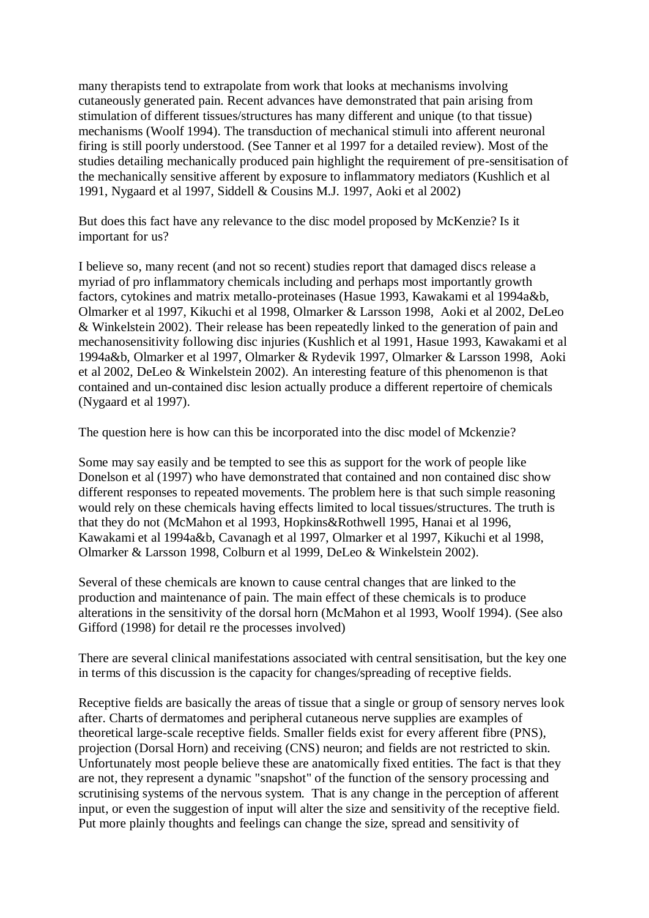many therapists tend to extrapolate from work that looks at mechanisms involving cutaneously generated pain. Recent advances have demonstrated that pain arising from stimulation of different tissues/structures has many different and unique (to that tissue) mechanisms (Woolf 1994). The transduction of mechanical stimuli into afferent neuronal firing is still poorly understood. (See Tanner et al 1997 for a detailed review). Most of the studies detailing mechanically produced pain highlight the requirement of pre-sensitisation of the mechanically sensitive afferent by exposure to inflammatory mediators (Kushlich et al 1991, Nygaard et al 1997, Siddell & Cousins M.J. 1997, Aoki et al 2002)

But does this fact have any relevance to the disc model proposed by McKenzie? Is it important for us?

I believe so, many recent (and not so recent) studies report that damaged discs release a myriad of pro inflammatory chemicals including and perhaps most importantly growth factors, cytokines and matrix metallo-proteinases (Hasue 1993, Kawakami et al 1994a&b, Olmarker et al 1997, Kikuchi et al 1998, Olmarker & Larsson 1998, Aoki et al 2002, DeLeo & Winkelstein 2002). Their release has been repeatedly linked to the generation of pain and mechanosensitivity following disc injuries (Kushlich et al 1991, Hasue 1993, Kawakami et al 1994a&b, Olmarker et al 1997, Olmarker & Rydevik 1997, Olmarker & Larsson 1998, Aoki et al 2002, DeLeo & Winkelstein 2002). An interesting feature of this phenomenon is that contained and un-contained disc lesion actually produce a different repertoire of chemicals (Nygaard et al 1997).

The question here is how can this be incorporated into the disc model of Mckenzie?

Some may say easily and be tempted to see this as support for the work of people like Donelson et al (1997) who have demonstrated that contained and non contained disc show different responses to repeated movements. The problem here is that such simple reasoning would rely on these chemicals having effects limited to local tissues/structures. The truth is that they do not (McMahon et al 1993, Hopkins&Rothwell 1995, Hanai et al 1996, Kawakami et al 1994a&b, Cavanagh et al 1997, Olmarker et al 1997, Kikuchi et al 1998, Olmarker & Larsson 1998, Colburn et al 1999, DeLeo & Winkelstein 2002).

Several of these chemicals are known to cause central changes that are linked to the production and maintenance of pain. The main effect of these chemicals is to produce alterations in the sensitivity of the dorsal horn (McMahon et al 1993, Woolf 1994). (See also Gifford (1998) for detail re the processes involved)

There are several clinical manifestations associated with central sensitisation, but the key one in terms of this discussion is the capacity for changes/spreading of receptive fields.

Receptive fields are basically the areas of tissue that a single or group of sensory nerves look after. Charts of dermatomes and peripheral cutaneous nerve supplies are examples of theoretical large-scale receptive fields. Smaller fields exist for every afferent fibre (PNS), projection (Dorsal Horn) and receiving (CNS) neuron; and fields are not restricted to skin. Unfortunately most people believe these are anatomically fixed entities. The fact is that they are not, they represent a dynamic "snapshot" of the function of the sensory processing and scrutinising systems of the nervous system. That is any change in the perception of afferent input, or even the suggestion of input will alter the size and sensitivity of the receptive field. Put more plainly thoughts and feelings can change the size, spread and sensitivity of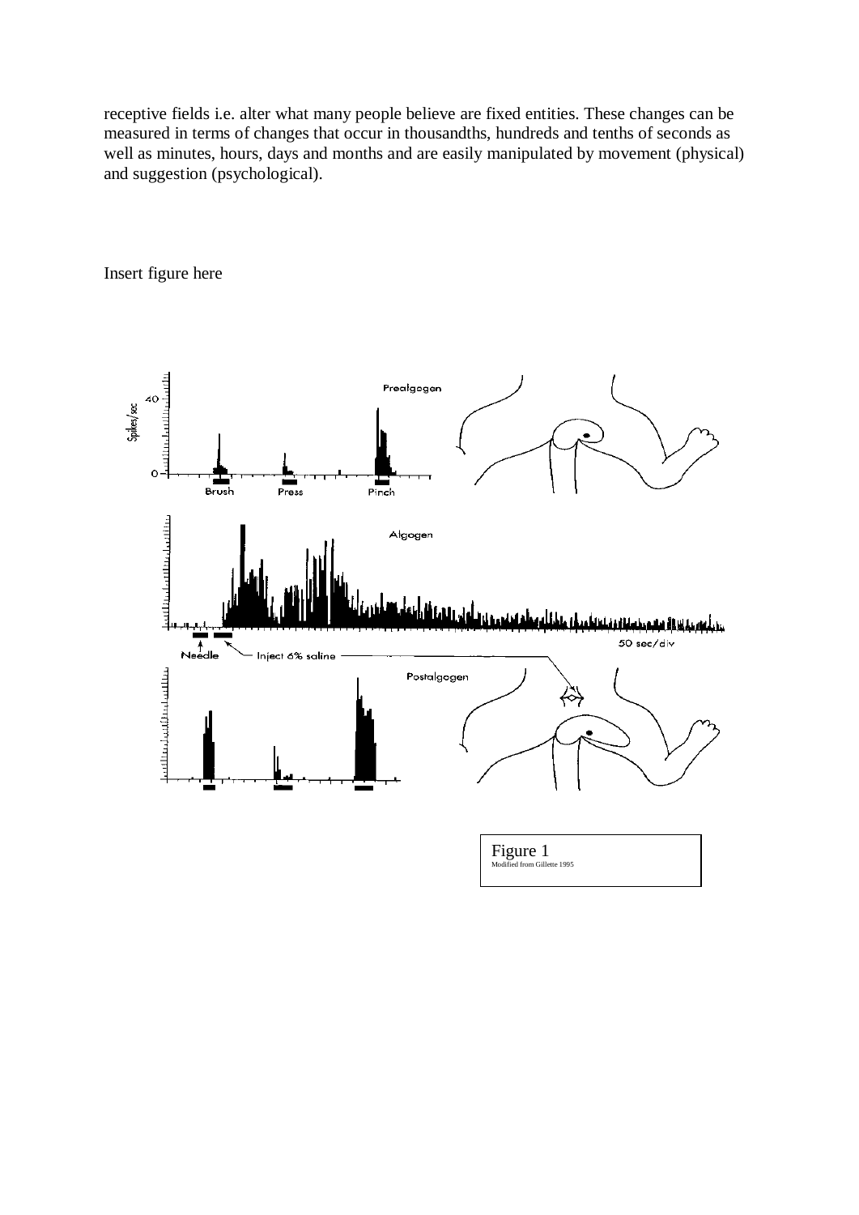receptive fields i.e. alter what many people believe are fixed entities. These changes can be measured in terms of changes that occur in thousandths, hundreds and tenths of seconds as well as minutes, hours, days and months and are easily manipulated by movement (physical) and suggestion (psychological).

Insert figure here

Figure 1
Modified from Gillette 1995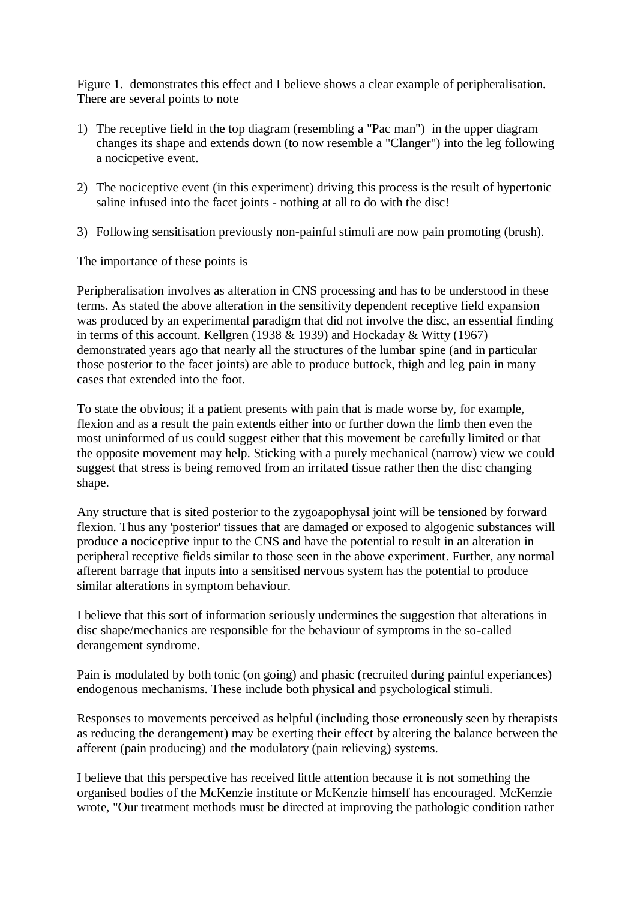Figure 1. demonstrates this effect and I believe shows a clear example of peripheralisation. There are several points to note

1) The receptive field in the top diagram (resembling a "Pac man") in the upper diagram changes its shape and extends down (to now resemble a "Clanger") into the leg following a nocicpetive event.

2) The nociceptive event (in this experiment) driving this process is the result of hypertonic saline infused into the facet joints - nothing at all to do with the disc!

3) Following sensitisation previously non-painful stimuli are now pain promoting (brush).

The importance of these points is

Peripheralisation involves as alteration in CNS processing and has to be understood in these terms. As stated the above alteration in the sensitivity dependent receptive field expansion was produced by an experimental paradigm that did not involve the disc, an essential finding in terms of this account. Kellgren (1938 & 1939) and Hockaday & Witty (1967) demonstrated years ago that nearly all the structures of the lumbar spine (and in particular those posterior to the facet joints) are able to produce buttock, thigh and leg pain in many cases that extended into the foot.

To state the obvious; if a patient presents with pain that is made worse by, for example, flexion and as a result the pain extends either into or further down the limb then even the most uninformed of us could suggest either that this movement be carefully limited or that the opposite movement may help. Sticking with a purely mechanical (narrow) view we could suggest that stress is being removed from an irritated tissue rather then the disc changing shape.

Any structure that is sited posterior to the zygoapophysal joint will be tensioned by forward flexion. Thus any 'posterior' tissues that are damaged or exposed to algogenic substances will produce a nociceptive input to the CNS and have the potential to result in an alteration in peripheral receptive fields similar to those seen in the above experiment. Further, any normal afferent barrage that inputs into a sensitised nervous system has the potential to produce similar alterations in symptom behaviour.

I believe that this sort of information seriously undermines the suggestion that alterations in disc shape/mechanics are responsible for the behaviour of symptoms in the so-called derangement syndrome.

Pain is modulated by both tonic (on going) and phasic (recruited during painful experiances) endogenous mechanisms. These include both physical and psychological stimuli.

Responses to movements perceived as helpful (including those erroneously seen by therapists as reducing the derangement) may be exerting their effect by altering the balance between the afferent (pain producing) and the modulatory (pain relieving) systems.

I believe that this perspective has received little attention because it is not something the organised bodies of the McKenzie institute or McKenzie himself has encouraged. McKenzie wrote, "Our treatment methods must be directed at improving the pathologic condition rather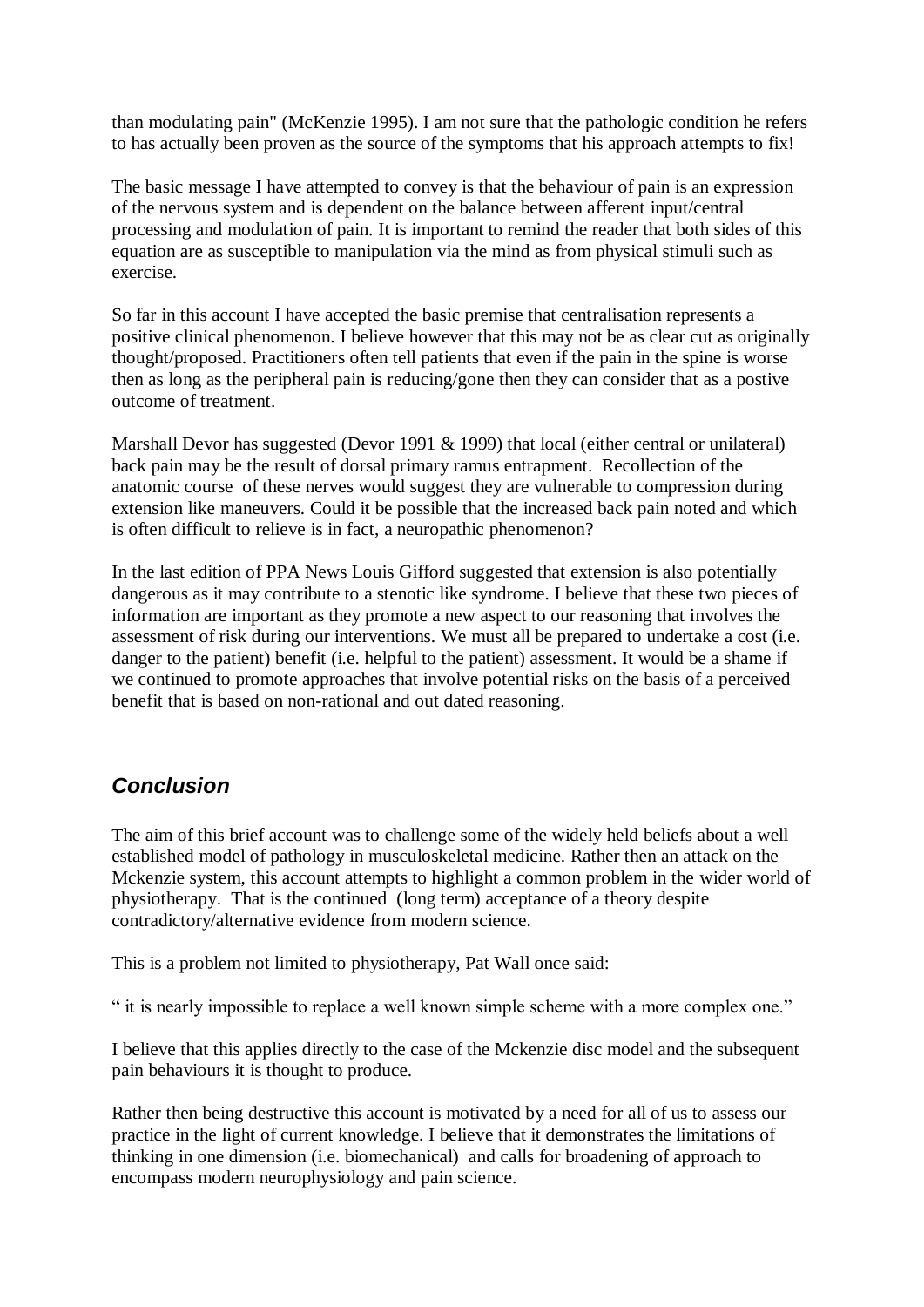than modulating pain" (McKenzie 1995). I am not sure that the pathologic condition he refers to has actually been proven as the source of the symptoms that his approach attempts to fix!

The basic message I have attempted to convey is that the behaviour of pain is an expression of the nervous system and is dependent on the balance between afferent input/central processing and modulation of pain. It is important to remind the reader that both sides of this equation are as susceptible to manipulation via the mind as from physical stimuli such as exercise.

So far in this account I have accepted the basic premise that centralisation represents a positive clinical phenomenon. I believe however that this may not be as clear cut as originally thought/proposed. Practitioners often tell patients that even if the pain in the spine is worse then as long as the peripheral pain is reducing/gone then they can consider that as a postive outcome of treatment.

Marshall Devor has suggested (Devor 1991 & 1999) that local (either central or unilateral) back pain may be the result of dorsal primary ramus entrapment. Recollection of the anatomic course of these nerves would suggest they are vulnerable to compression during extension like maneuvers. Could it be possible that the increased back pain noted and which is often difficult to relieve is in fact, a neuropathic phenomenon?

In the last edition of PPA News Louis Gifford suggested that extension is also potentially dangerous as it may contribute to a stenotic like syndrome. I believe that these two pieces of information are important as they promote a new aspect to our reasoning that involves the assessment of risk during our interventions. We must all be prepared to undertake a cost (i.e. danger to the patient) benefit (i.e. helpful to the patient) assessment. It would be a shame if we continued to promote approaches that involve potential risks on the basis of a perceived benefit that is based on non-rational and out dated reasoning.

## *Conclusion*

The aim of this brief account was to challenge some of the widely held beliefs about a well established model of pathology in musculoskeletal medicine. Rather then an attack on the Mckenzie system, this account attempts to highlight a common problem in the wider world of physiotherapy. That is the continued (long term) acceptance of a theory despite contradictory/alternative evidence from modern science.

This is a problem not limited to physiotherapy, Pat Wall once said:

" it is nearly impossible to replace a well known simple scheme with a more complex one."

I believe that this applies directly to the case of the Mckenzie disc model and the subsequent pain behaviours it is thought to produce.

Rather then being destructive this account is motivated by a need for all of us to assess our practice in the light of current knowledge. I believe that it demonstrates the limitations of thinking in one dimension (i.e. biomechanical) and calls for broadening of approach to encompass modern neurophysiology and pain science.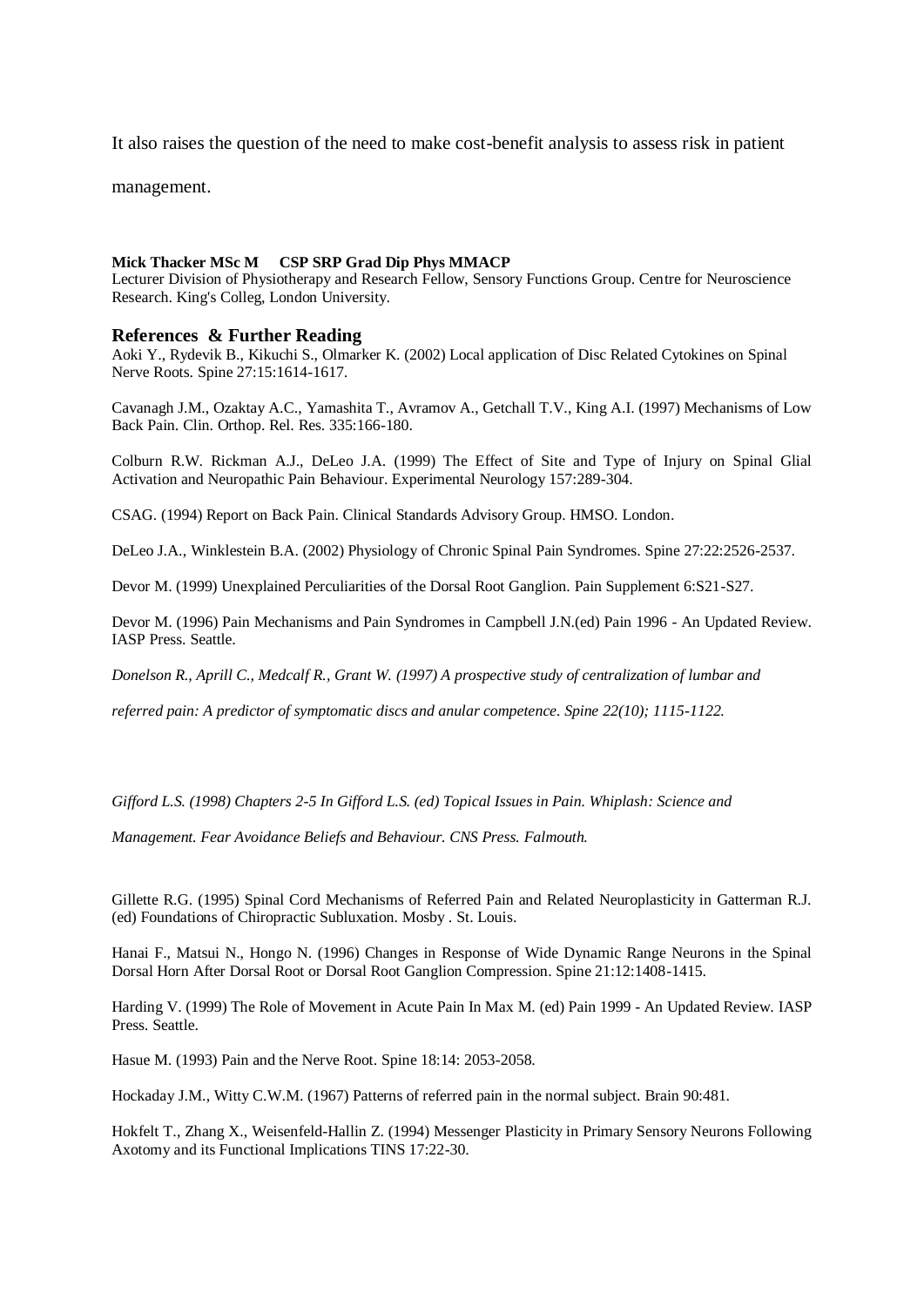It also raises the question of the need to make cost-benefit analysis to assess risk in patient management.

**Mick Thacker MSc M CSP SRP Grad Dip Phys MMACP**
Lecturer Division of Physiotherapy and Research Fellow, Sensory Functions Group. Centre for Neuroscience Research. King's Colleg, London University.

## References & Further Reading

Aoki Y., Rydevik B., Kikuchi S., Olmarker K. (2002) Local application of Disc Related Cytokines on Spinal Nerve Roots. Spine 27:15:1614-1617.

Cavanagh J.M., Ozaktay A.C., Yamashita T., Avramov A., Getchall T.V., King A.I. (1997) Mechanisms of Low Back Pain. Clin. Orthop. Rel. Res. 335:166-180.

Colburn R.W. Rickman A.J., DeLeo J.A. (1999) The Effect of Site and Type of Injury on Spinal Glial Activation and Neuropathic Pain Behaviour. Experimental Neurology 157:289-304.

CSAG. (1994) Report on Back Pain. Clinical Standards Advisory Group. HMSO. London.

DeLeo J.A., Winklestein B.A. (2002) Physiology of Chronic Spinal Pain Syndromes. Spine 27:22:2526-2537.

Devor M. (1999) Unexplained Perculiarities of the Dorsal Root Ganglion. Pain Supplement 6:S21-S27.

Devor M. (1996) Pain Mechanisms and Pain Syndromes in Campbell J.N.(ed) Pain 1996 - An Updated Review. IASP Press. Seattle.

*Donelson R., Aprill C., Medcalf R., Grant W. (1997) A prospective study of centralization of lumbar and referred pain: A predictor of symptomatic discs and anular competence. Spine 22(10); 1115-1122.*

*Gifford L.S. (1998) Chapters 2-5 In Gifford L.S. (ed) Topical Issues in Pain. Whiplash: Science and Management. Fear Avoidance Beliefs and Behaviour. CNS Press. Falmouth.*

Gillette R.G. (1995) Spinal Cord Mechanisms of Referred Pain and Related Neuroplasticity in Gatterman R.J. (ed) Foundations of Chiropractic Subluxation. Mosby . St. Louis.

Hanai F., Matsui N., Hongo N. (1996) Changes in Response of Wide Dynamic Range Neurons in the Spinal Dorsal Horn After Dorsal Root or Dorsal Root Ganglion Compression. Spine 21:12:1408-1415.

Harding V. (1999) The Role of Movement in Acute Pain In Max M. (ed) Pain 1999 - An Updated Review. IASP Press. Seattle.

Hasue M. (1993) Pain and the Nerve Root. Spine 18:14: 2053-2058.

Hockaday J.M., Witty C.W.M. (1967) Patterns of referred pain in the normal subject. Brain 90:481.

Hokfelt T., Zhang X., Weisenfeld-Hallin Z. (1994) Messenger Plasticity in Primary Sensory Neurons Following Axotomy and its Functional Implications TINS 17:22-30.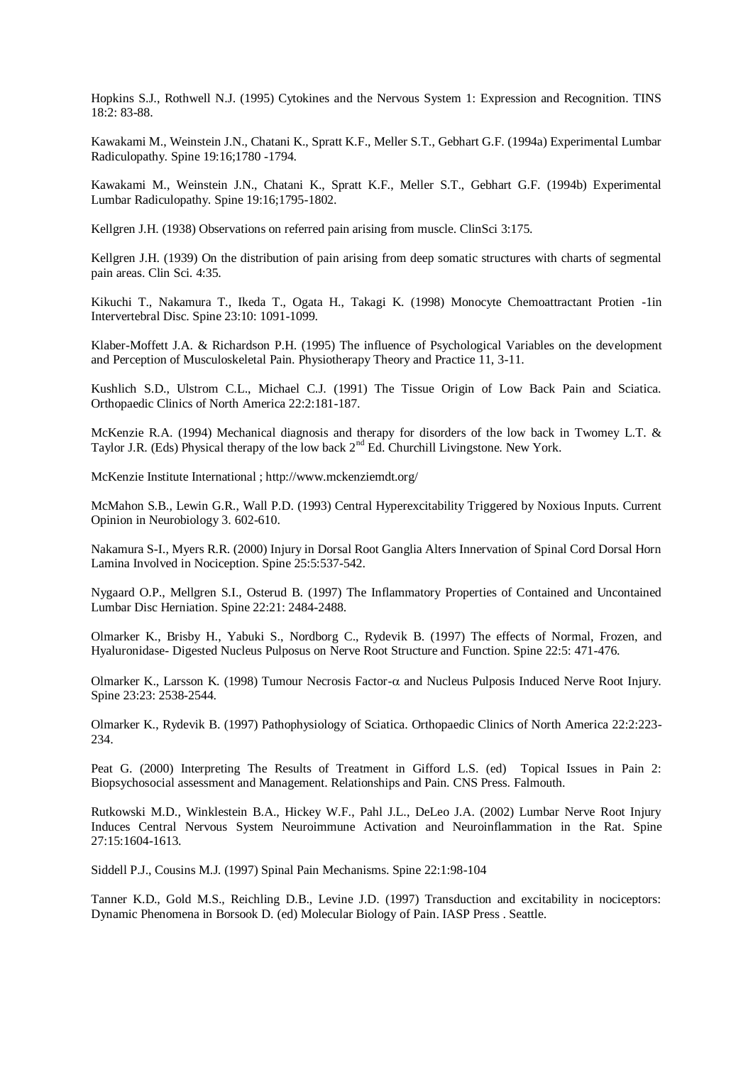Hopkins S.J., Rothwell N.J. (1995) Cytokines and the Nervous System 1: Expression and Recognition. TINS 18:2: 83-88.

Kawakami M., Weinstein J.N., Chatani K., Spratt K.F., Meller S.T., Gebhart G.F. (1994a) Experimental Lumbar Radiculopathy. Spine 19:16;1780 -1794.

Kawakami M., Weinstein J.N., Chatani K., Spratt K.F., Meller S.T., Gebhart G.F. (1994b) Experimental Lumbar Radiculopathy. Spine 19:16;1795-1802.

Kellgren J.H. (1938) Observations on referred pain arising from muscle. ClinSci 3:175.

Kellgren J.H. (1939) On the distribution of pain arising from deep somatic structures with charts of segmental pain areas. Clin Sci. 4:35.

Kikuchi T., Nakamura T., Ikeda T., Ogata H., Takagi K. (1998) Monocyte Chemoattractant Protien -1in Intervertebral Disc. Spine 23:10: 1091-1099.

Klaber-Moffett J.A. & Richardson P.H. (1995) The influence of Psychological Variables on the development and Perception of Musculoskeletal Pain. Physiotherapy Theory and Practice 11, 3-11.

Kushlich S.D., Ulstrom C.L., Michael C.J. (1991) The Tissue Origin of Low Back Pain and Sciatica. Orthopaedic Clinics of North America 22:2:181-187.

McKenzie R.A. (1994) Mechanical diagnosis and therapy for disorders of the low back in Twomey L.T. & Taylor J.R. (Eds) Physical therapy of the low back 2nd Ed. Churchill Livingstone. New York.

McKenzie Institute International ; http://www.mckenziemdt.org/

McMahon S.B., Lewin G.R., Wall P.D. (1993) Central Hyperexcitability Triggered by Noxious Inputs. Current Opinion in Neurobiology 3. 602-610.

Nakamura S-I., Myers R.R. (2000) Injury in Dorsal Root Ganglia Alters Innervation of Spinal Cord Dorsal Horn Lamina Involved in Nociception. Spine 25:5:537-542.

Nygaard O.P., Mellgren S.I., Osterud B. (1997) The Inflammatory Properties of Contained and Uncontained Lumbar Disc Herniation. Spine 22:21: 2484-2488.

Olmarker K., Brisby H., Yabuki S., Nordborg C., Rydevik B. (1997) The effects of Normal, Frozen, and Hyaluronidase- Digested Nucleus Pulposus on Nerve Root Structure and Function. Spine 22:5: 471-476.

Olmarker K., Larsson K. (1998) Tumour Necrosis Factor-$\alpha$ and Nucleus Pulposis Induced Nerve Root Injury. Spine 23:23: 2538-2544.

Olmarker K., Rydevik B. (1997) Pathophysiology of Sciatica. Orthopaedic Clinics of North America 22:2:223-234.

Peat G. (2000) Interpreting The Results of Treatment in Gifford L.S. (ed) Topical Issues in Pain 2: Biopsychosocial assessment and Management. Relationships and Pain. CNS Press. Falmouth.

Rutkowski M.D., Winklestein B.A., Hickey W.F., Pahl J.L., DeLeo J.A. (2002) Lumbar Nerve Root Injury Induces Central Nervous System Neuroimmune Activation and Neuroinflammation in the Rat. Spine 27:15:1604-1613.

Siddell P.J., Cousins M.J. (1997) Spinal Pain Mechanisms. Spine 22:1:98-104

Tanner K.D., Gold M.S., Reichling D.B., Levine J.D. (1997) Transduction and excitability in nociceptors: Dynamic Phenomena in Borsook D. (ed) Molecular Biology of Pain. IASP Press . Seattle.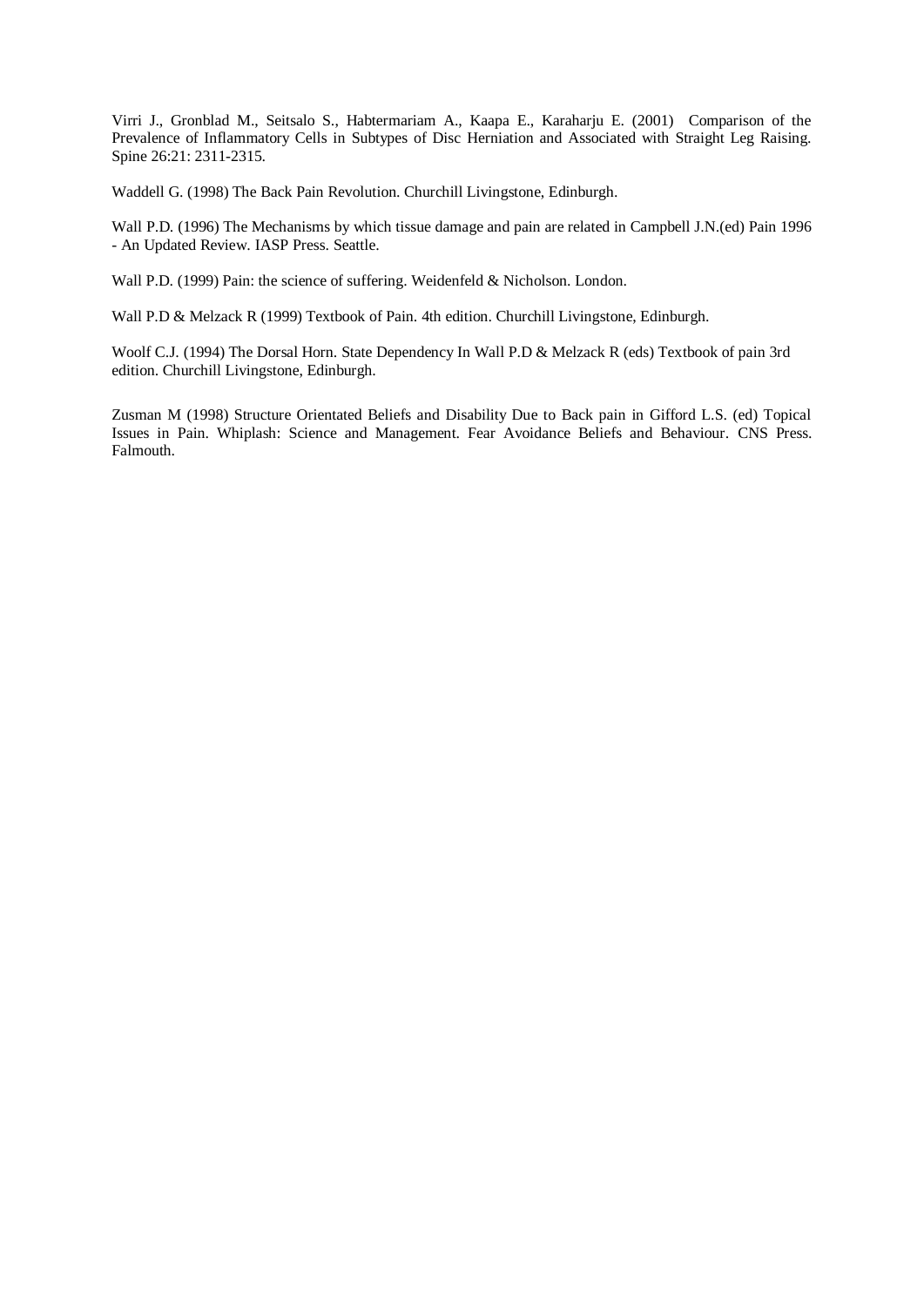Virri J., Gronblad M., Seitsalo S., Habtermariam A., Kaapa E., Karaharju E. (2001) Comparison of the Prevalence of Inflammatory Cells in Subtypes of Disc Herniation and Associated with Straight Leg Raising. Spine 26:21: 2311-2315.

Waddell G. (1998) The Back Pain Revolution. Churchill Livingstone, Edinburgh.

Wall P.D. (1996) The Mechanisms by which tissue damage and pain are related in Campbell J.N.(ed) Pain 1996 - An Updated Review. IASP Press. Seattle.

Wall P.D. (1999) Pain: the science of suffering. Weidenfeld & Nicholson. London.

Wall P.D & Melzack R (1999) Textbook of Pain. 4th edition. Churchill Livingstone, Edinburgh.

Woolf C.J. (1994) The Dorsal Horn. State Dependency In Wall P.D & Melzack R (eds) Textbook of pain 3rd edition. Churchill Livingstone, Edinburgh.

Zusman M (1998) Structure Orientated Beliefs and Disability Due to Back pain in Gifford L.S. (ed) Topical Issues in Pain. Whiplash: Science and Management. Fear Avoidance Beliefs and Behaviour. CNS Press. Falmouth.